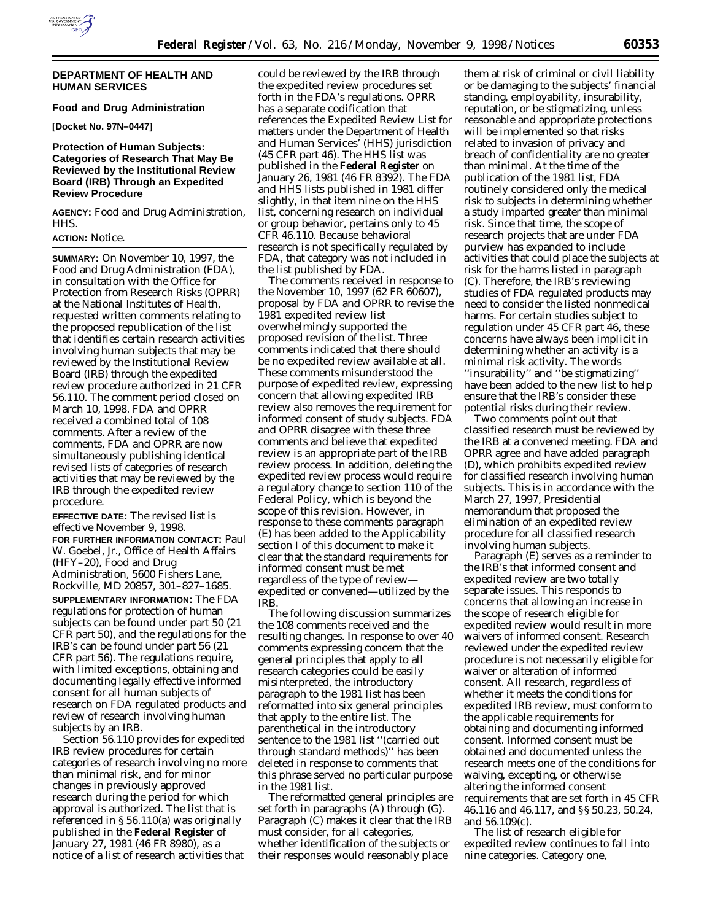## DEPARTMENT OF HEALTH AND HUMAN SERVICES

### Food and Drug Administration

**[Docket No. 97N–0447]**

### Protection of Human Subjects: Categories of Research That May Be Reviewed by the Institutional Review Board (IRB) Through an Expedited Review Procedure

**AGENCY:** Food and Drug Administration, HHS.

**ACTION:** Notice.

**SUMMARY:** On November 10, 1997, the Food and Drug Administration (FDA), in consultation with the Office for Protection from Research Risks (OPRR) at the National Institutes of Health, requested written comments relating to the proposed republication of the list that identifies certain research activities involving human subjects that may be reviewed by the Institutional Review Board (IRB) through the expedited review procedure authorized in 21 CFR 56.110. The comment period closed on March 10, 1998. FDA and OPRR received a combined total of 108 comments. After a review of the comments, FDA and OPRR are now simultaneously publishing identical revised lists of categories of research activities that may be reviewed by the IRB through the expedited review procedure.

**EFFECTIVE DATE:** The revised list is effective November 9, 1998.

**FOR FURTHER INFORMATION CONTACT:** Paul W. Goebel, Jr., Office of Health Affairs (HFY–20), Food and Drug Administration, 5600 Fishers Lane, Rockville, MD 20857, 301–827–1685.

**SUPPLEMENTARY INFORMATION:** The FDA regulations for protection of human subjects can be found under part 50 (21 CFR part 50), and the regulations for the IRB's can be found under part 56 (21 CFR part 56). The regulations require, with limited exceptions, obtaining and documenting legally effective informed consent for all human subjects of research on FDA regulated products and review of research involving human subjects by an IRB.

Section 56.110 provides for expedited IRB review procedures for certain categories of research involving no more than minimal risk, and for minor changes in previously approved research during the period for which approval is authorized. The list that is referenced in § 56.110(a) was originally published in the **Federal Register** of January 27, 1981 (46 FR 8980), as a notice of a list of research activities that could be reviewed by the IRB through the expedited review procedures set forth in the FDA's regulations. OPRR has a separate codification that references the Expedited Review List for matters under the Department of Health and Human Services' (HHS) jurisdiction (45 CFR part 46). The HHS list was published in the **Federal Register** on January 26, 1981 (46 FR 8392). The FDA and HHS lists published in 1981 differ slightly, in that item nine on the HHS list, concerning research on individual or group behavior, pertains only to 45 CFR 46.110. Because behavioral research is not specifically regulated by FDA, that category was not included in the list published by FDA.

The comments received in response to the November 10, 1997 (62 FR 60607), proposal by FDA and OPRR to revise the 1981 expedited review list overwhelmingly supported the proposed revision of the list. Three comments indicated that there should be no expedited review available at all. These comments misunderstood the purpose of expedited review, expressing concern that allowing expedited IRB review also removes the requirement for informed consent of study subjects. FDA and OPRR disagree with these three comments and believe that expedited review is an appropriate part of the IRB review process. In addition, deleting the expedited review process would require a regulatory change to section 110 of the Federal Policy, which is beyond the scope of this revision. However, in response to these comments paragraph (E) has been added to the Applicability section I of this document to make it clear that the standard requirements for informed consent must be met regardless of the type of review—expedited or convened—utilized by the IRB.

The following discussion summarizes the 108 comments received and the resulting changes. In response to over 40 comments expressing concern that the general principles that apply to all research categories could be easily misinterpreted, the introductory paragraph to the 1981 list has been reformatted into six general principles that apply to the entire list. The parenthetical in the introductory sentence to the 1981 list ''(carried out through standard methods)'' has been deleted in response to comments that this phrase served no particular purpose in the 1981 list.

The reformatted general principles are set forth in paragraphs (A) through (G). Paragraph (C) makes it clear that the IRB must consider, for all categories, whether identification of the subjects or their responses would reasonably place them at risk of criminal or civil liability or be damaging to the subjects' financial standing, employability, insurability, reputation, or be stigmatizing, unless reasonable and appropriate protections will be implemented so that risks related to invasion of privacy and breach of confidentiality are no greater than minimal. At the time of the publication of the 1981 list, FDA routinely considered only the medical risk to subjects in determining whether a study imparted greater than minimal risk. Since that time, the scope of research projects that are under FDA purview has expanded to include activities that could place the subjects at risk for the harms listed in paragraph (C). Therefore, the IRB's reviewing studies of FDA regulated products may need to consider the listed nonmedical harms. For certain studies subject to regulation under 45 CFR part 46, these concerns have always been implicit in determining whether an activity is a minimal risk activity. The words ''insurability'' and ''be stigmatizing'' have been added to the new list to help ensure that the IRB's consider these potential risks during their review.

Two comments point out that classified research must be reviewed by the IRB at a convened meeting. FDA and OPRR agree and have added paragraph (D), which prohibits expedited review for classified research involving human subjects. This is in accordance with the March 27, 1997, Presidential memorandum that proposed the elimination of an expedited review procedure for all classified research involving human subjects.

Paragraph (E) serves as a reminder to the IRB's that informed consent and expedited review are two totally separate issues. This responds to concerns that allowing an increase in the scope of research eligible for expedited review would result in more waivers of informed consent. Research reviewed under the expedited review procedure is not necessarily eligible for waiver or alteration of informed consent. All research, regardless of whether it meets the conditions for expedited IRB review, must conform to the applicable requirements for obtaining and documenting informed consent. Informed consent must be obtained and documented unless the research meets one of the conditions for waiving, excepting, or otherwise altering the informed consent requirements that are set forth in 45 CFR 46.116 and 46.117, and §§ 50.23, 50.24, and 56.109(c).

The list of research eligible for expedited review continues to fall into nine categories. Category one,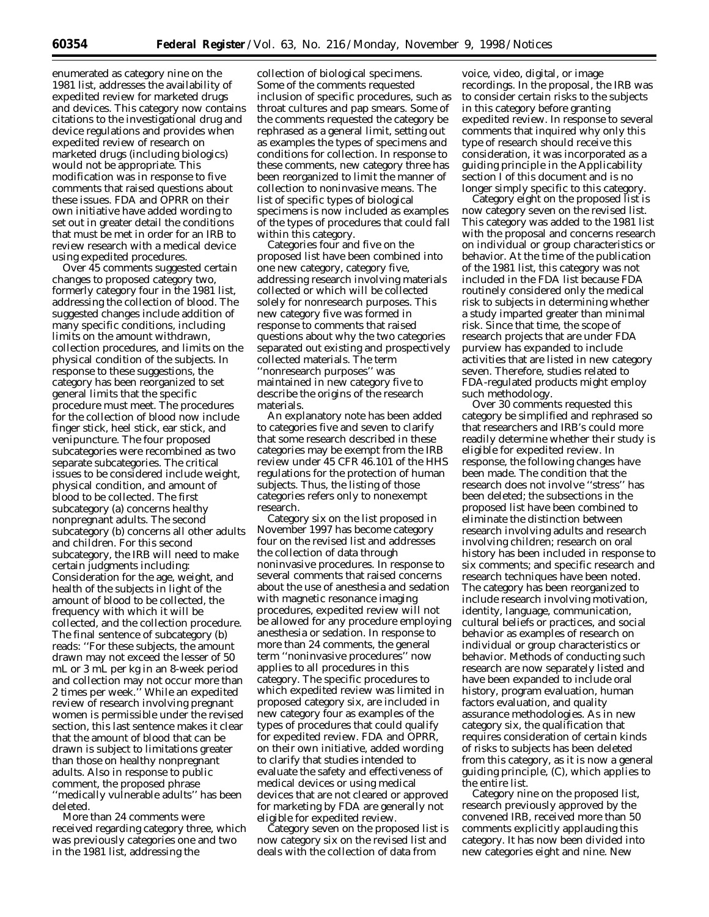enumerated as category nine on the 1981 list, addresses the availability of expedited review for marketed drugs and devices. This category now contains citations to the investigational drug and device regulations and provides when expedited review of research on marketed drugs (including biologics) would not be appropriate. This modification was in response to five comments that raised questions about these issues. FDA and OPRR on their own initiative have added wording to set out in greater detail the conditions that must be met in order for an IRB to review research with a medical device using expedited procedures.

Over 45 comments suggested certain changes to proposed category two, formerly category four in the 1981 list, addressing the collection of blood. The suggested changes include addition of many specific conditions, including limits on the amount withdrawn, collection procedures, and limits on the physical condition of the subjects. In response to these suggestions, the category has been reorganized to set general limits that the specific procedure must meet. The procedures for the collection of blood now include finger stick, heel stick, ear stick, and venipuncture. The four proposed subcategories were recombined as two separate subcategories. The critical issues to be considered include weight, physical condition, and amount of blood to be collected. The first subcategory (a) concerns healthy nonpregnant adults. The second subcategory (b) concerns all other adults and children. For this second subcategory, the IRB will need to make certain judgments including: Consideration for the age, weight, and health of the subjects in light of the amount of blood to be collected, the frequency with which it will be collected, and the collection procedure. The final sentence of subcategory (b) reads: ''For these subjects, the amount drawn may not exceed the lesser of 50 mL or 3 mL per kg in an 8-week period and collection may not occur more than 2 times per week.'' While an expedited review of research involving pregnant women is permissible under the revised section, this last sentence makes it clear that the amount of blood that can be drawn is subject to limitations greater than those on healthy nonpregnant adults. Also in response to public comment, the proposed phrase ''medically vulnerable adults'' has been deleted.

More than 24 comments were received regarding category three, which was previously categories one and two in the 1981 list, addressing the collection of biological specimens. Some of the comments requested inclusion of specific procedures, such as throat cultures and pap smears. Some of the comments requested the category be rephrased as a general limit, setting out as examples the types of specimens and conditions for collection. In response to these comments, new category three has been reorganized to limit the manner of collection to noninvasive means. The list of specific types of biological specimens is now included as examples of the types of procedures that could fall within this category.

Categories four and five on the proposed list have been combined into one new category, category five, addressing research involving materials collected or which will be collected solely for nonresearch purposes. This new category five was formed in response to comments that raised questions about why the two categories separated out existing and prospectively collected materials. The term ''nonresearch purposes'' was maintained in new category five to describe the origins of the research materials.

An explanatory note has been added to categories five and seven to clarify that some research described in these categories may be exempt from the IRB review under 45 CFR 46.101 of the HHS regulations for the protection of human subjects. Thus, the listing of those categories refers only to nonexempt research.

Category six on the list proposed in November 1997 has become category four on the revised list and addresses the collection of data through noninvasive procedures. In response to several comments that raised concerns about the use of anesthesia and sedation with magnetic resonance imaging procedures, expedited review will not be allowed for any procedure employing anesthesia or sedation. In response to more than 24 comments, the general term ''noninvasive procedures'' now applies to all procedures in this category. The specific procedures to which expedited review was limited in proposed category six, are included in new category four as examples of the types of procedures that could qualify for expedited review. FDA and OPRR, on their own initiative, added wording to clarify that studies intended to evaluate the safety and effectiveness of medical devices or using medical devices that are not cleared or approved for marketing by FDA are generally not eligible for expedited review.

Category seven on the proposed list is now category six on the revised list and deals with the collection of data from voice, video, digital, or image recordings. In the proposal, the IRB was to consider certain risks to the subjects in this category before granting expedited review. In response to several comments that inquired why only this type of research should receive this consideration, it was incorporated as a guiding principle in the Applicability section I of this document and is no longer simply specific to this category.

Category eight on the proposed list is now category seven on the revised list. This category was added to the 1981 list with the proposal and concerns research on individual or group characteristics or behavior. At the time of the publication of the 1981 list, this category was not included in the FDA list because FDA routinely considered only the medical risk to subjects in determining whether a study imparted greater than minimal risk. Since that time, the scope of research projects that are under FDA purview has expanded to include activities that are listed in new category seven. Therefore, studies related to FDA-regulated products might employ such methodology.

Over 30 comments requested this category be simplified and rephrased so that researchers and IRB's could more readily determine whether their study is eligible for expedited review. In response, the following changes have been made. The condition that the research does not involve ''stress'' has been deleted; the subsections in the proposed list have been combined to eliminate the distinction between research involving adults and research involving children; research on oral history has been included in response to six comments; and specific research and research techniques have been noted. The category has been reorganized to include research involving motivation, identity, language, communication, cultural beliefs or practices, and social behavior as examples of research on individual or group characteristics or behavior. Methods of conducting such research are now separately listed and have been expanded to include oral history, program evaluation, human factors evaluation, and quality assurance methodologies. As in new category six, the qualification that requires consideration of certain kinds of risks to subjects has been deleted from this category, as it is now a general guiding principle, (C), which applies to the entire list.

Category nine on the proposed list, research previously approved by the convened IRB, received more than 50 comments explicitly applauding this category. It has now been divided into new categories eight and nine. New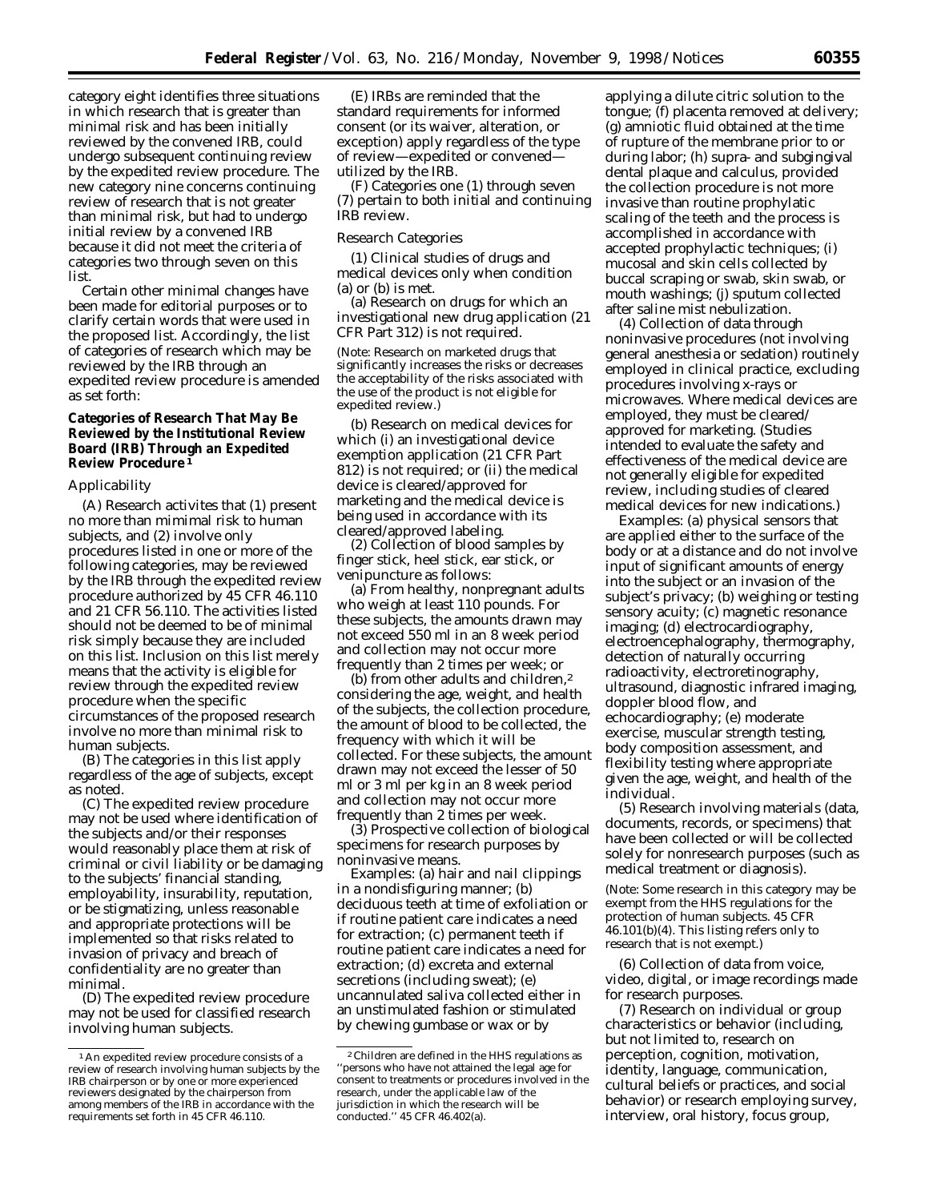category eight identifies three situations in which research that is greater than minimal risk and has been initially reviewed by the convened IRB, could undergo subsequent continuing review by the expedited review procedure. The new category nine concerns continuing review of research that is not greater than minimal risk, but had to undergo initial review by a convened IRB because it did not meet the criteria of categories two through seven on this list.

Certain other minimal changes have been made for editorial purposes or to clarify certain words that were used in the proposed list. Accordingly, the list of categories of research which may be reviewed by the IRB through an expedited review procedure is amended as set forth:

## Categories of Research That May Be Reviewed by the Institutional Review Board (IRB) Through an Expedited Review Procedure [1]

*Applicability*

(A) Research activites that (1) present no more than mimimal risk to human subjects, and (2) involve only procedures listed in one or more of the following categories, may be reviewed by the IRB through the expedited review procedure authorized by 45 CFR 46.110 and 21 CFR 56.110. The activities listed should not be deemed to be of minimal risk simply because they are included on this list. Inclusion on this list merely means that the activity is eligible for review through the expedited review procedure when the specific circumstances of the proposed research involve no more than minimal risk to human subjects.

(B) The categories in this list apply regardless of the age of subjects, except as noted.

(C) The expedited review procedure may not be used where identification of the subjects and/or their responses would reasonably place them at risk of criminal or civil liability or be damaging to the subjects' financial standing, employability, insurability, reputation, or be stigmatizing, unless reasonable and appropriate protections will be implemented so that risks related to invasion of privacy and breach of confidentiality are no greater than minimal.

(D) The expedited review procedure may not be used for classified research involving human subjects.

(E) IRBs are reminded that the standard requirements for informed consent (or its waiver, alteration, or exception) apply regardless of the type of review—expedited or convened—utilized by the IRB.

(F) Categories one (1) through seven (7) pertain to both initial and continuing IRB review.

*Research Categories*

(1) Clinical studies of drugs and medical devices only when condition (a) or (b) is met.

(a) Research on drugs for which an investigational new drug application (21 CFR Part 312) is not required.

(Note: Research on marketed drugs that significantly increases the risks or decreases the acceptability of the risks associated with the use of the product is not eligible for expedited review.)

(b) Research on medical devices for which (i) an investigational device exemption application (21 CFR Part 812) is not required; or (ii) the medical device is cleared/approved for marketing and the medical device is being used in accordance with its cleared/approved labeling.

(2) Collection of blood samples by finger stick, heel stick, ear stick, or venipuncture as follows:

(a) From healthy, nonpregnant adults who weigh at least 110 pounds. For these subjects, the amounts drawn may not exceed 550 ml in an 8 week period and collection may not occur more frequently than 2 times per week; or

(b) from other adults and children,[2] considering the age, weight, and health of the subjects, the collection procedure, the amount of blood to be collected, the frequency with which it will be collected. For these subjects, the amount drawn may not exceed the lesser of 50 ml or 3 ml per kg in an 8 week period and collection may not occur more frequently than 2 times per week.

(3) Prospective collection of biological specimens for research purposes by noninvasive means.

Examples: (a) hair and nail clippings in a nondisfiguring manner; (b) deciduous teeth at time of exfoliation or if routine patient care indicates a need for extraction; (c) permanent teeth if routine patient care indicates a need for extraction; (d) excreta and external secretions (including sweat); (e) uncannulated saliva collected either in an unstimulated fashion or stimulated by chewing gumbase or wax or by applying a dilute citric solution to the tongue; (f) placenta removed at delivery; (g) amniotic fluid obtained at the time of rupture of the membrane prior to or during labor; (h) supra- and subgingival dental plaque and calculus, provided the collection procedure is not more invasive than routine prophylatic scaling of the teeth and the process is accomplished in accordance with accepted prophylactic techniques; (i) mucosal and skin cells collected by buccal scraping or swab, skin swab, or mouth washings; (j) sputum collected after saline mist nebulization.

(4) Collection of data through noninvasive procedures (not involving general anesthesia or sedation) routinely employed in clinical practice, excluding procedures involving x-rays or microwaves. Where medical devices are employed, they must be cleared/approved for marketing. (Studies intended to evaluate the safety and effectiveness of the medical device are not generally eligible for expedited review, including studies of cleared medical devices for new indications.)

Examples: (a) physical sensors that are applied either to the surface of the body or at a distance and do not involve input of significant amounts of energy into the subject or an invasion of the subject's privacy; (b) weighing or testing sensory acuity; (c) magnetic resonance imaging; (d) electrocardiography, electroencephalography, thermography, detection of naturally occurring radioactivity, electroretinography, ultrasound, diagnostic infrared imaging, doppler blood flow, and echocardiography; (e) moderate exercise, muscular strength testing, body composition assessment, and flexibility testing where appropriate given the age, weight, and health of the individual.

(5) Research involving materials (data, documents, records, or specimens) that have been collected or will be collected solely for nonresearch purposes (such as medical treatment or diagnosis).

(Note: Some research in this category may be exempt from the HHS regulations for the protection of human subjects. 45 CFR 46.101(b)(4). This listing refers only to research that is not exempt.)

(6) Collection of data from voice, video, digital, or image recordings made for research purposes.

(7) Research on individual or group characteristics or behavior (including, but not limited to, research on perception, cognition, motivation, identity, language, communication, cultural beliefs or practices, and social behavior) or research employing survey, interview, oral history, focus group,

[1] An expedited review procedure consists of a review of research involving human subjects by the IRB chairperson or by one or more experienced reviewers designated by the chairperson from among members of the IRB in accordance with the requirements set forth in 45 CFR 46.110.

[2] Children are defined in the HHS regulations as "persons who have not attained the legal age for consent to treatments or procedures involved in the research, under the applicable law of the jurisdiction in which the research will be conducted." 45 CFR 46.402(a).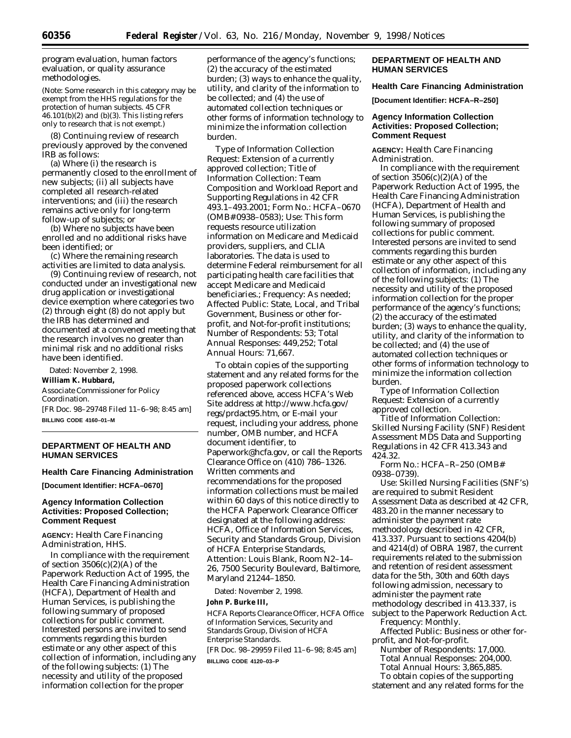program evaluation, human factors evaluation, or quality assurance methodologies.

(Note: Some research in this category may be exempt from the HHS regulations for the protection of human subjects. 45 CFR 46.101(b)(2) and (b)(3). This listing refers only to research that is not exempt.)

(8) Continuing review of research previously approved by the convened IRB as follows:

(a) Where (i) the research is permanently closed to the enrollment of new subjects; (ii) all subjects have completed all research-related interventions; and (iii) the research remains active only for long-term follow-up of subjects; or

(b) Where no subjects have been enrolled and no additional risks have been identified; or

(c) Where the remaining research activities are limited to data analysis.

(9) Continuing review of research, not conducted under an investigational new drug application or investigational device exemption where categories two (2) through eight (8) do not apply but the IRB has determined and documented at a convened meeting that the research involves no greater than minimal risk and no additional risks have been identified.

Dated: November 2, 1998.

**William K. Hubbard,**

*Associate Commissioner for Policy Coordination.*

[FR Doc. 98–29748 Filed 11–6–98; 8:45 am]

**BILLING CODE 4160–01–M**

## DEPARTMENT OF HEALTH AND HUMAN SERVICES

### Health Care Financing Administration

**[Document Identifier: HCFA–0670]**

### Agency Information Collection Activities: Proposed Collection; Comment Request

**AGENCY:** Health Care Financing Administration, HHS.

In compliance with the requirement of section 3506(c)(2)(A) of the Paperwork Reduction Act of 1995, the Health Care Financing Administration (HCFA), Department of Health and Human Services, is publishing the following summary of proposed collections for public comment. Interested persons are invited to send comments regarding this burden estimate or any other aspect of this collection of information, including any of the following subjects: (1) The necessity and utility of the proposed information collection for the proper performance of the agency's functions; (2) the accuracy of the estimated burden; (3) ways to enhance the quality, utility, and clarity of the information to be collected; and (4) the use of automated collection techniques or other forms of information technology to minimize the information collection burden.

Type of Information Collection Request: Extension of a currently approved collection; Title of Information Collection: Team Composition and Workload Report and Supporting Regulations in 42 CFR 493.1–493.2001; Form No.: HCFA–0670 (OMB#0938–0583); Use: This form requests resource utilization information on Medicare and Medicaid providers, suppliers, and CLIA laboratories. The data is used to determine Federal reimbursement for all participating health care facilities that accept Medicare and Medicaid beneficiaries.; Frequency: As needed; Affected Public: State, Local, and Tribal Government, Business or other for-profit, and Not-for-profit institutions; Number of Respondents: 53; Total Annual Responses: 449,252; Total Annual Hours: 71,667.

To obtain copies of the supporting statement and any related forms for the proposed paperwork collections referenced above, access HCFA's Web Site address at http://www.hcfa.gov/regs/prdact95.htm, or E-mail your request, including your address, phone number, OMB number, and HCFA document identifier, to Paperwork@hcfa.gov, or call the Reports Clearance Office on (410) 786–1326. Written comments and recommendations for the proposed information collections must be mailed within 60 days of this notice directly to the HCFA Paperwork Clearance Officer designated at the following address: HCFA, Office of Information Services, Security and Standards Group, Division of HCFA Enterprise Standards, Attention: Louis Blank, Room N2–14–26, 7500 Security Boulevard, Baltimore, Maryland 21244–1850.

Dated: November 2, 1998.

**John P. Burke III,**

*HCFA Reports Clearance Officer, HCFA Office of Information Services, Security and Standards Group, Division of HCFA Enterprise Standards.*

[FR Doc. 98–29959 Filed 11–6–98; 8:45 am]

**BILLING CODE 4120–03–P**

## DEPARTMENT OF HEALTH AND HUMAN SERVICES

### Health Care Financing Administration

**[Document Identifier: HCFA–R–250]**

### Agency Information Collection Activities: Proposed Collection; Comment Request

**AGENCY:** Health Care Financing Administration.

In compliance with the requirement of section 3506(c)(2)(A) of the Paperwork Reduction Act of 1995, the Health Care Financing Administration (HCFA), Department of Health and Human Services, is publishing the following summary of proposed collections for public comment. Interested persons are invited to send comments regarding this burden estimate or any other aspect of this collection of information, including any of the following subjects: (1) The necessity and utility of the proposed information collection for the proper performance of the agency's functions; (2) the accuracy of the estimated burden; (3) ways to enhance the quality, utility, and clarity of the information to be collected; and (4) the use of automated collection techniques or other forms of information technology to minimize the information collection burden.

Type of Information Collection Request: Extension of a currently approved collection.

Title of Information Collection: Skilled Nursing Facility (SNF) Resident Assessment MDS Data and Supporting Regulations in 42 CFR 413.343 and 424.32.

Form No.: HCFA–R–250 (OMB# 0938–0739).

Use: Skilled Nursing Facilities (SNF's) are required to submit Resident Assessment Data as described at 42 CFR, 483.20 in the manner necessary to administer the payment rate methodology described in 42 CFR, 413.337. Pursuant to sections 4204(b) and 4214(d) of OBRA 1987, the current requirements related to the submission and retention of resident assessment data for the 5th, 30th and 60th days following admission, necessary to administer the payment rate methodology described in 413.337, is subject to the Paperwork Reduction Act.

Frequency: Monthly.

Affected Public: Business or other for-profit, and Not-for-profit.

Number of Respondents: 17,000.

Total Annual Responses: 204,000.

Total Annual Hours: 3,865,885.

To obtain copies of the supporting statement and any related forms for the